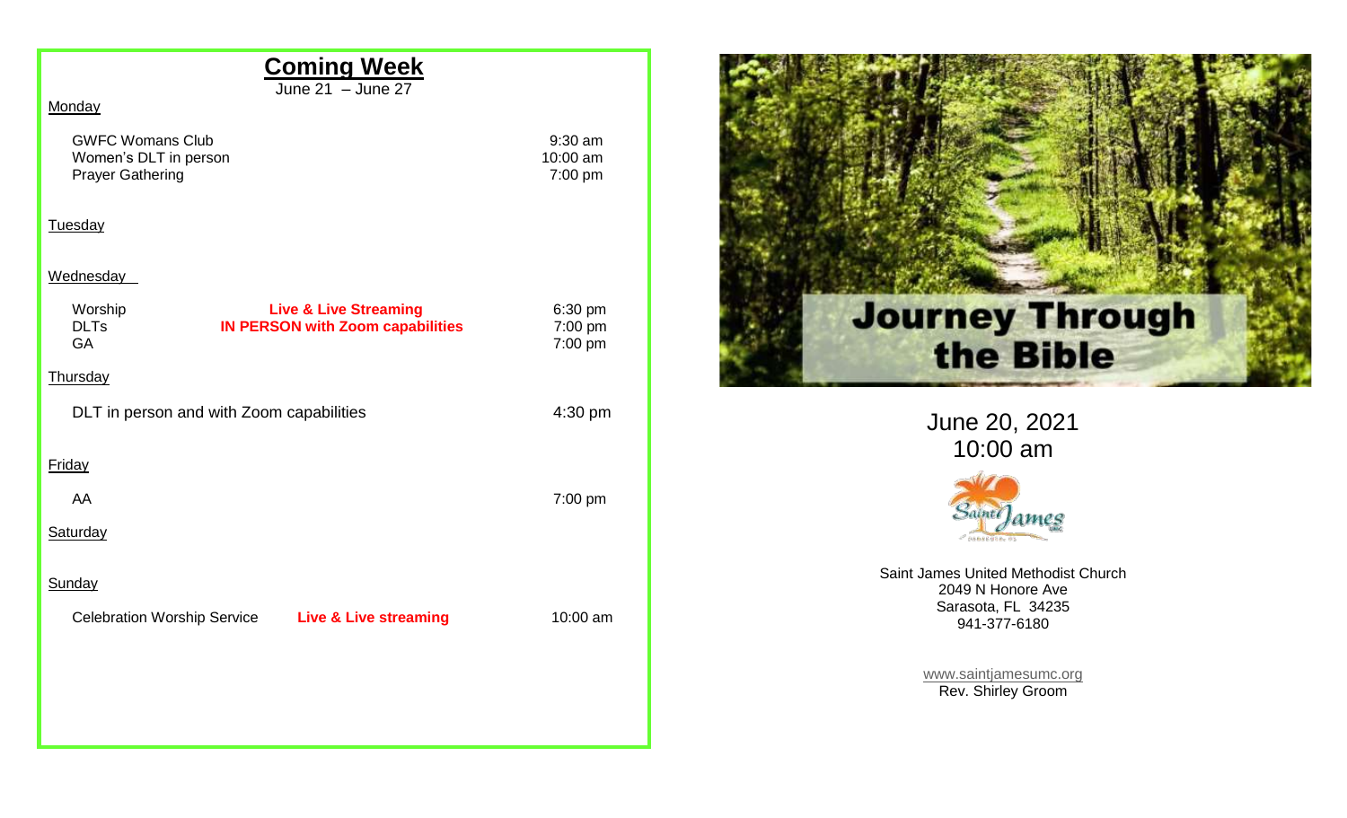## Coming Week

June 21 – June 27

Monday

| | |
|---|---|
| GWFC Womans Club | 9:30 am |
| Women's DLT in person | 10:00 am |
| Prayer Gathering | 7:00 pm |

Tuesday

Wednesday

| | | |
|---|---|---|
| Worship | **Live & Live Streaming** | 6:30 pm |
| DLTs | **IN PERSON with Zoom capabilities** | 7:00 pm |
| GA | | 7:00 pm |

Thursday

| | |
|---|---|
| DLT in person and with Zoom capabilities | 4:30 pm |

Friday

| | |
|---|---|
| AA | 7:00 pm |

Saturday

Sunday

| | | |
|---|---|---|
| Celebration Worship Service | **Live & Live streaming** | 10:00 am |

# Journey Through the Bible

June 20, 2021

10:00 am

Saint James UMC

Saint James United Methodist Church
2049 N Honore Ave
Sarasota, FL 34235
941-377-6180

www.saintjamesumc.org
Rev. Shirley Groom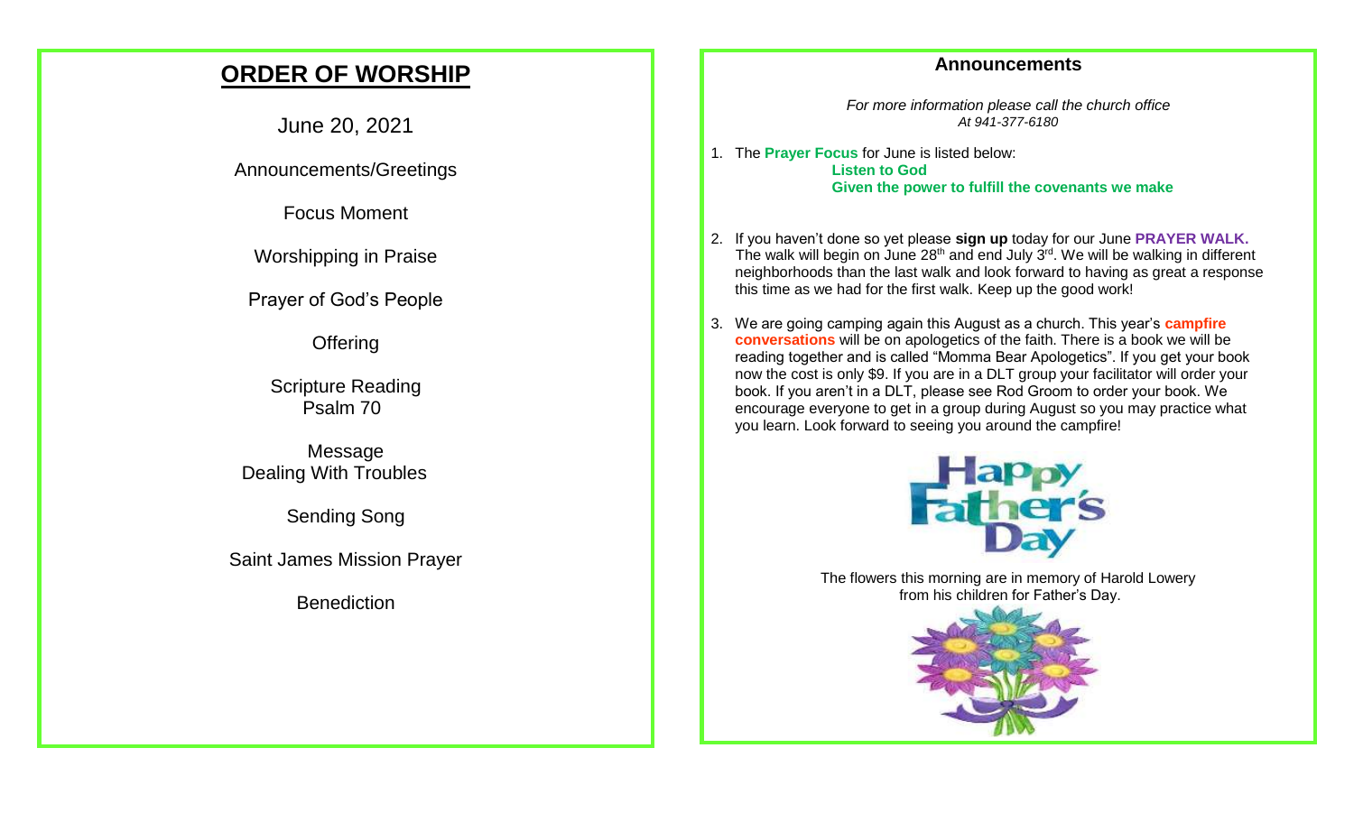# ORDER OF WORSHIP

June 20, 2021

Announcements/Greetings

Focus Moment

Worshipping in Praise

Prayer of God's People

Offering

Scripture Reading
Psalm 70

Message
Dealing With Troubles

Sending Song

Saint James Mission Prayer

Benediction

## Announcements

*For more information please call the church office*
*At 941-377-6180*

1. The **Prayer Focus** for June is listed below:
   **Listen to God**
   **Given the power to fulfill the covenants we make**

2. If you haven't done so yet please **sign up** today for our June **PRAYER WALK.** The walk will begin on June 28th and end July 3rd. We will be walking in different neighborhoods than the last walk and look forward to having as great a response this time as we had for the first walk. Keep up the good work!

3. We are going camping again this August as a church. This year's **campfire conversations** will be on apologetics of the faith. There is a book we will be reading together and is called "Momma Bear Apologetics". If you get your book now the cost is only $9. If you are in a DLT group your facilitator will order your book. If you aren't in a DLT, please see Rod Groom to order your book. We encourage everyone to get in a group during August so you may practice what you learn. Look forward to seeing you around the campfire!

Happy Father's Day

The flowers this morning are in memory of Harold Lowery from his children for Father's Day.